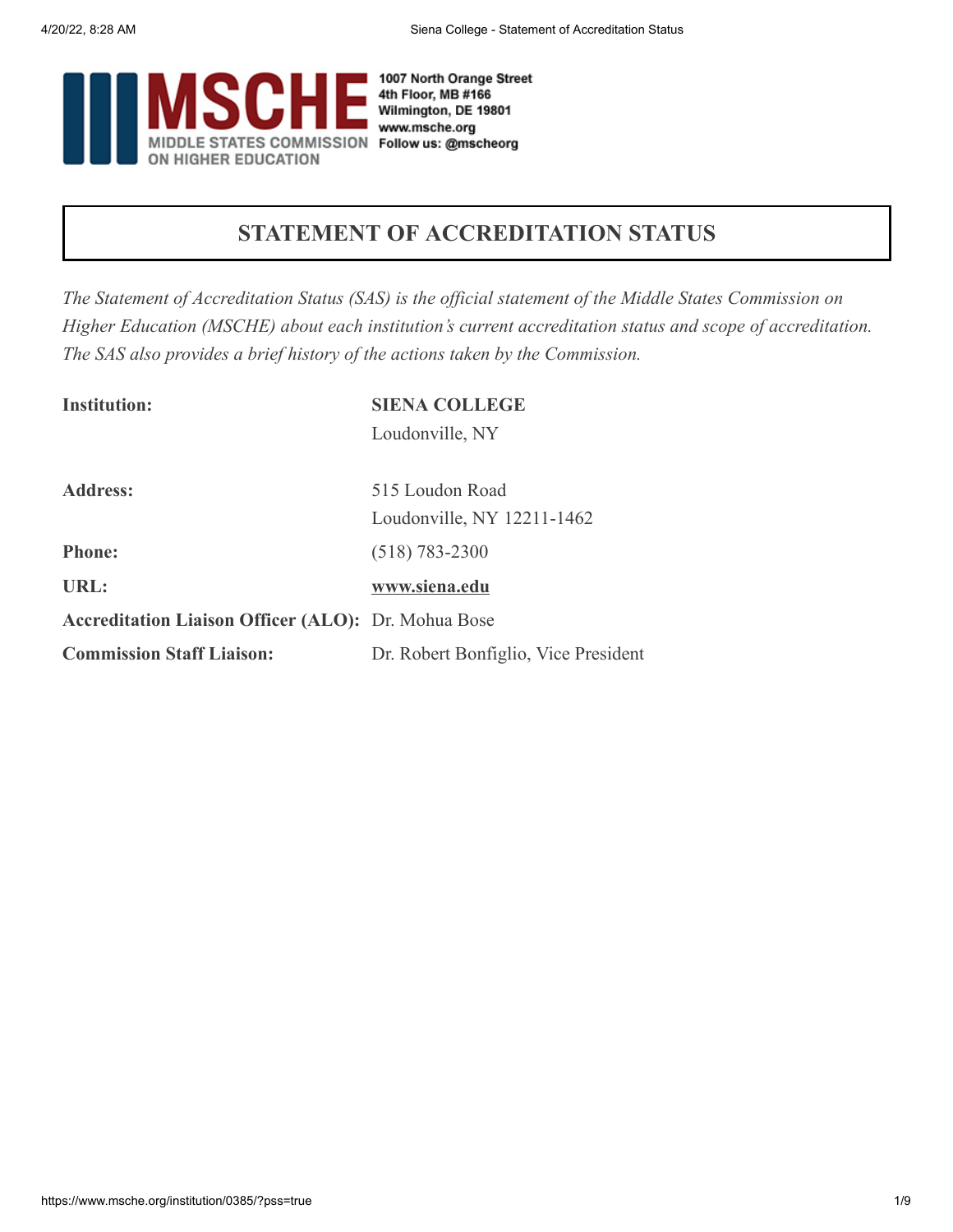MSCHE
MIDDLE STATES COMMISSION ON HIGHER EDUCATION

1007 North Orange Street
4th Floor, MB #166
Wilmington, DE 19801
www.msche.org
Follow us: @mscheorg

# STATEMENT OF ACCREDITATION STATUS

*The Statement of Accreditation Status (SAS) is the official statement of the Middle States Commission on Higher Education (MSCHE) about each institution's current accreditation status and scope of accreditation. The SAS also provides a brief history of the actions taken by the Commission.*

| | |
|---|---|
| **Institution:** | **SIENA COLLEGE**<br>Loudonville, NY |
| **Address:** | 515 Loudon Road<br>Loudonville, NY 12211-1462 |
| **Phone:** | (518) 783-2300 |
| **URL:** | **www.siena.edu** |
| **Accreditation Liaison Officer (ALO):** | Dr. Mohua Bose |
| **Commission Staff Liaison:** | Dr. Robert Bonfiglio, Vice President |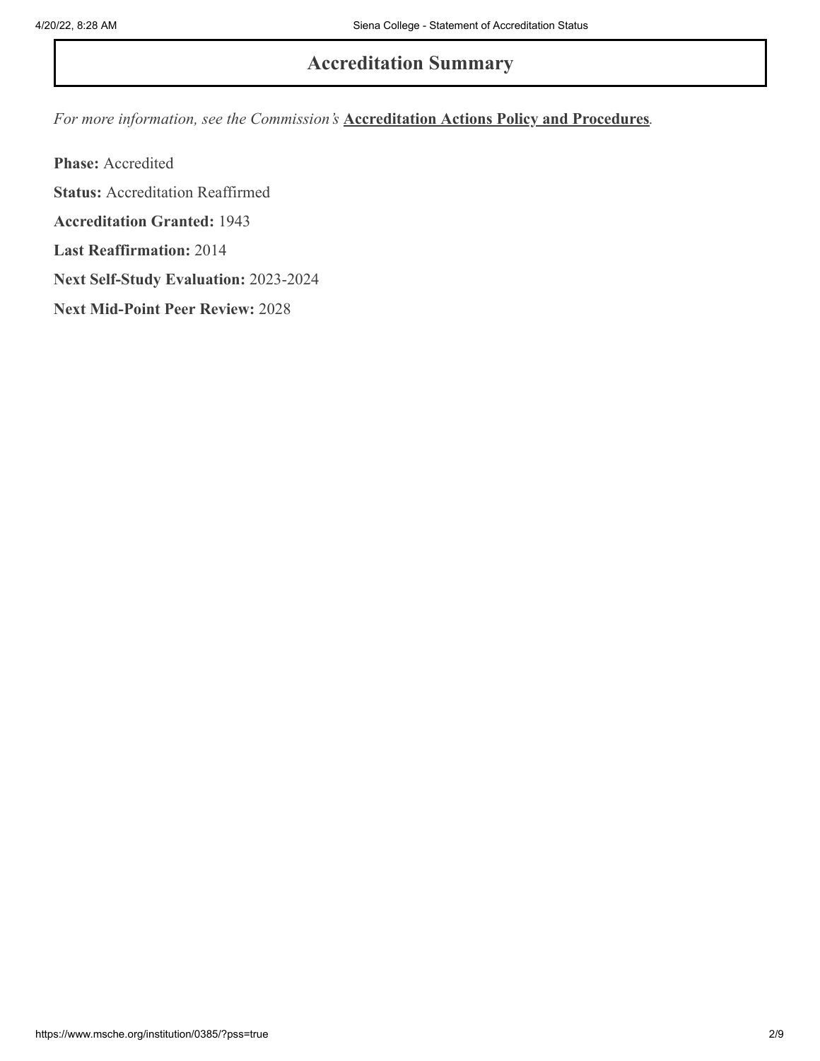# Accreditation Summary

*For more information, see the Commission's* **Accreditation Actions Policy and Procedures***.*

**Phase:** Accredited

**Status:** Accreditation Reaffirmed

**Accreditation Granted:** 1943

**Last Reaffirmation:** 2014

**Next Self-Study Evaluation:** 2023-2024

**Next Mid-Point Peer Review:** 2028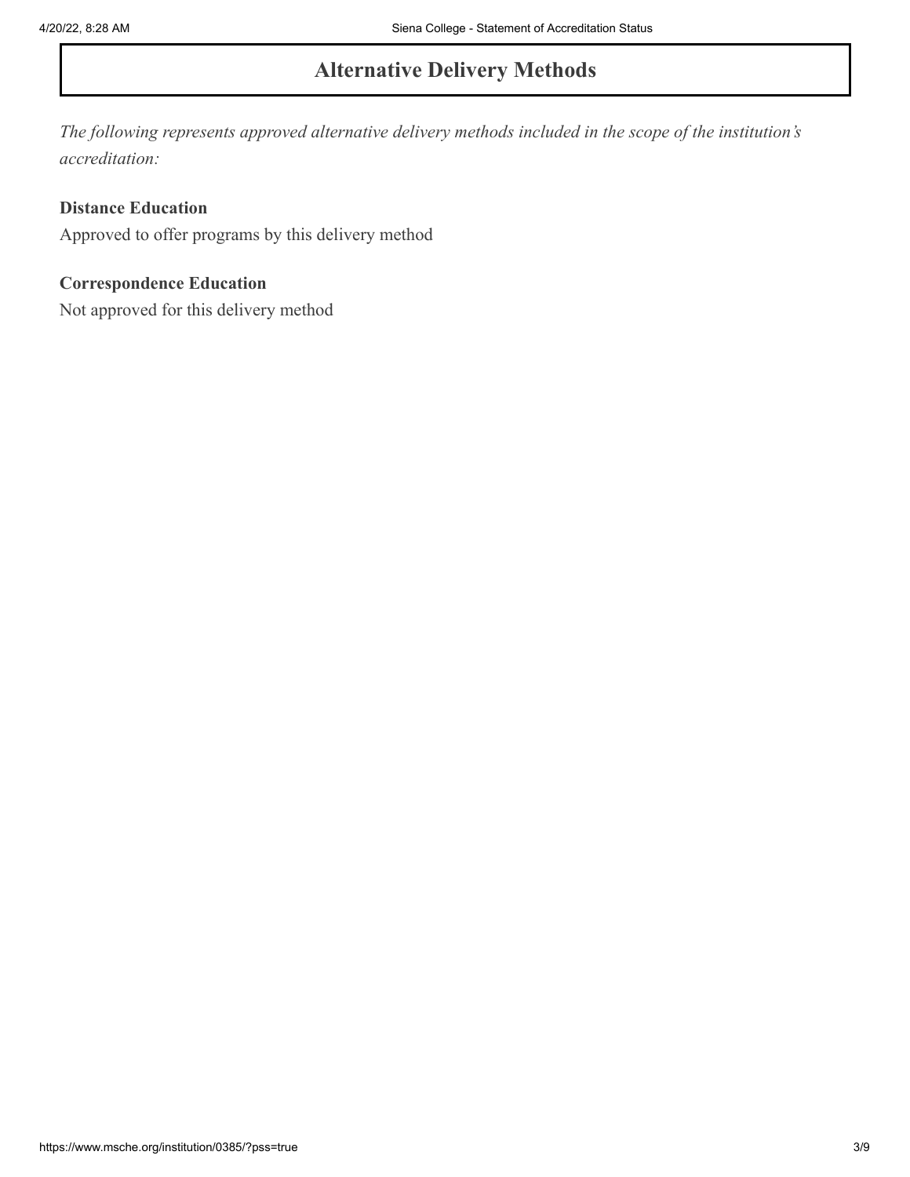## Alternative Delivery Methods

*The following represents approved alternative delivery methods included in the scope of the institution's accreditation:*

**Distance Education**
Approved to offer programs by this delivery method

**Correspondence Education**
Not approved for this delivery method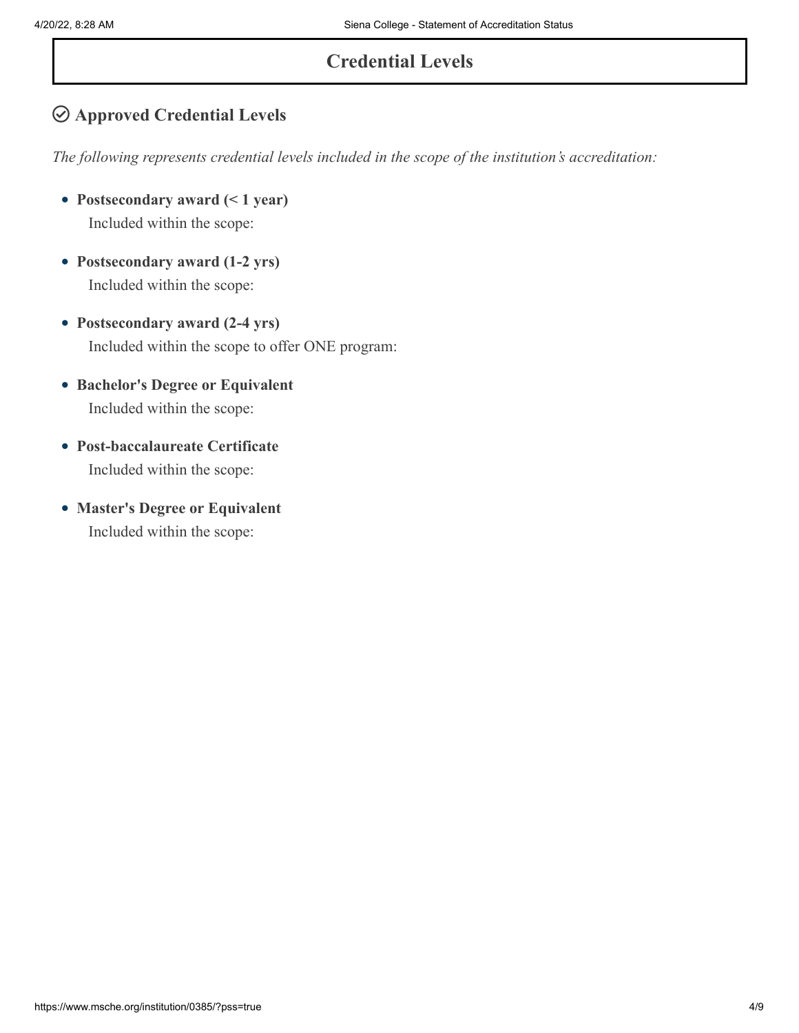# Credential Levels

## Approved Credential Levels

*The following represents credential levels included in the scope of the institution's accreditation:*

- **Postsecondary award (< 1 year)**
  Included within the scope:
- **Postsecondary award (1-2 yrs)**
  Included within the scope:
- **Postsecondary award (2-4 yrs)**
  Included within the scope to offer ONE program:
- **Bachelor's Degree or Equivalent**
  Included within the scope:
- **Post-baccalaureate Certificate**
  Included within the scope:
- **Master's Degree or Equivalent**
  Included within the scope: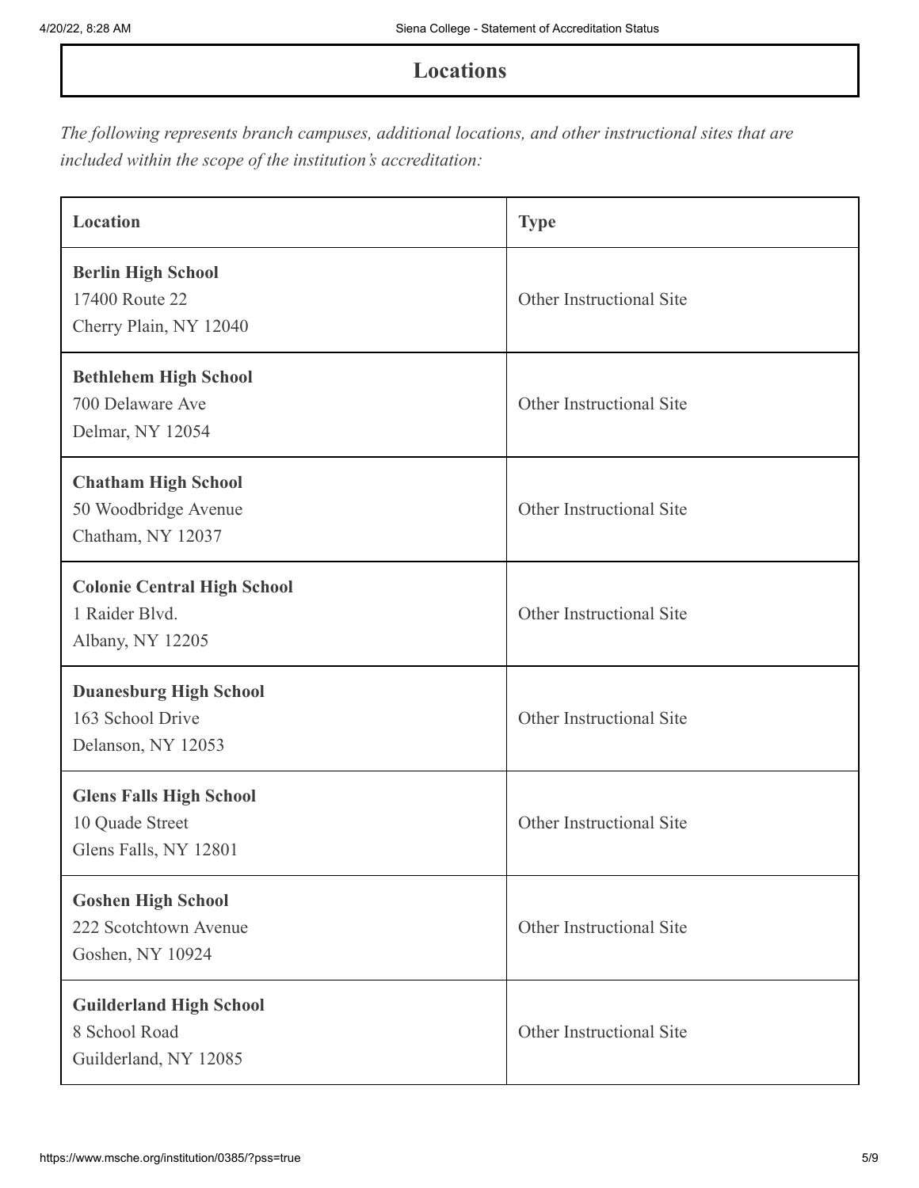## Locations

*The following represents branch campuses, additional locations, and other instructional sites that are included within the scope of the institution's accreditation:*

| Location | Type |
| --- | --- |
| **Berlin High School**<br>17400 Route 22<br>Cherry Plain, NY 12040 | Other Instructional Site |
| **Bethlehem High School**<br>700 Delaware Ave<br>Delmar, NY 12054 | Other Instructional Site |
| **Chatham High School**<br>50 Woodbridge Avenue<br>Chatham, NY 12037 | Other Instructional Site |
| **Colonie Central High School**<br>1 Raider Blvd.<br>Albany, NY 12205 | Other Instructional Site |
| **Duanesburg High School**<br>163 School Drive<br>Delanson, NY 12053 | Other Instructional Site |
| **Glens Falls High School**<br>10 Quade Street<br>Glens Falls, NY 12801 | Other Instructional Site |
| **Goshen High School**<br>222 Scotchtown Avenue<br>Goshen, NY 10924 | Other Instructional Site |
| **Guilderland High School**<br>8 School Road<br>Guilderland, NY 12085 | Other Instructional Site |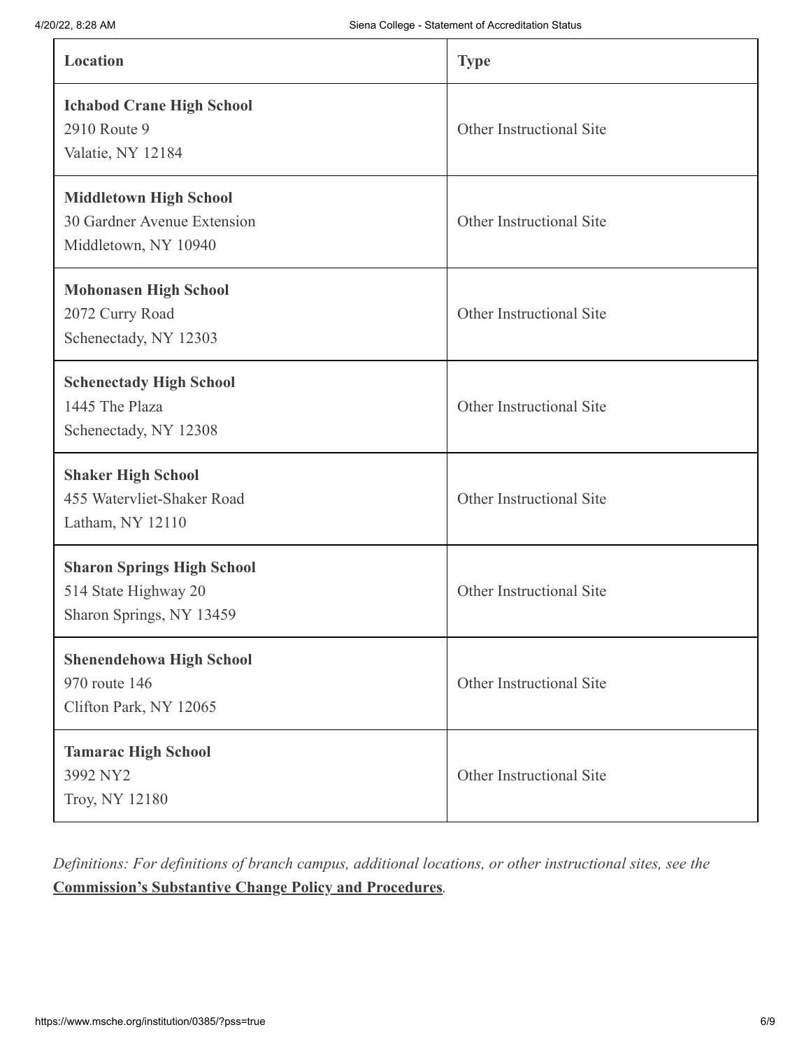| Location | Type |
| --- | --- |
| **Ichabod Crane High School**<br>2910 Route 9<br>Valatie, NY 12184 | Other Instructional Site |
| **Middletown High School**<br>30 Gardner Avenue Extension<br>Middletown, NY 10940 | Other Instructional Site |
| **Mohonasen High School**<br>2072 Curry Road<br>Schenectady, NY 12303 | Other Instructional Site |
| **Schenectady High School**<br>1445 The Plaza<br>Schenectady, NY 12308 | Other Instructional Site |
| **Shaker High School**<br>455 Watervliet-Shaker Road<br>Latham, NY 12110 | Other Instructional Site |
| **Sharon Springs High School**<br>514 State Highway 20<br>Sharon Springs, NY 13459 | Other Instructional Site |
| **Shenendehowa High School**<br>970 route 146<br>Clifton Park, NY 12065 | Other Instructional Site |
| **Tamarac High School**<br>3992 NY2<br>Troy, NY 12180 | Other Instructional Site |

*Definitions: For definitions of branch campus, additional locations, or other instructional sites, see the* **Commission's Substantive Change Policy and Procedures**.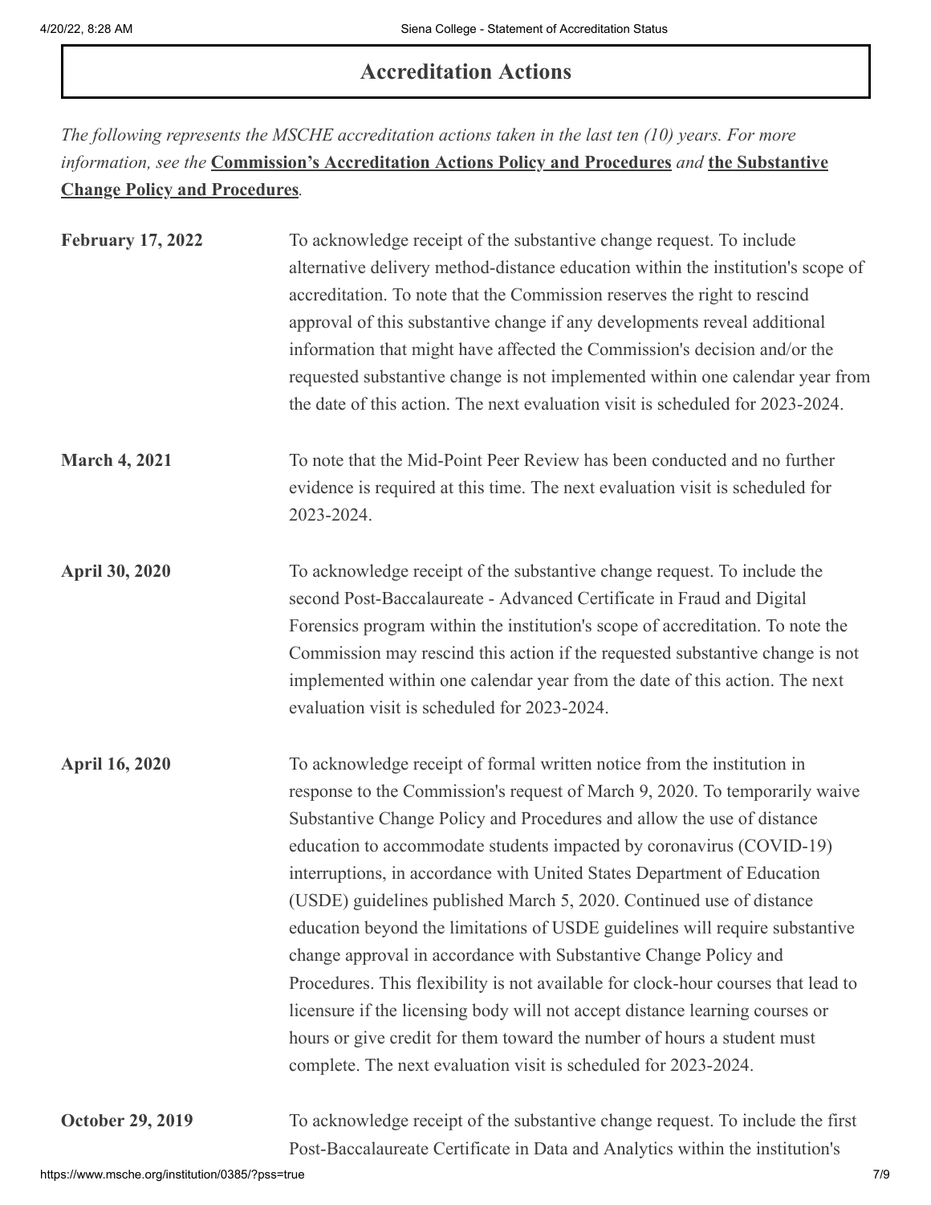## Accreditation Actions

*The following represents the MSCHE accreditation actions taken in the last ten (10) years. For more information, see the* **Commission's Accreditation Actions Policy and Procedures** *and* **the Substantive Change Policy and Procedures***.*

| | |
|---|---|
| **February 17, 2022** | To acknowledge receipt of the substantive change request. To include alternative delivery method-distance education within the institution's scope of accreditation. To note that the Commission reserves the right to rescind approval of this substantive change if any developments reveal additional information that might have affected the Commission's decision and/or the requested substantive change is not implemented within one calendar year from the date of this action. The next evaluation visit is scheduled for 2023-2024. |
| **March 4, 2021** | To note that the Mid-Point Peer Review has been conducted and no further evidence is required at this time. The next evaluation visit is scheduled for 2023-2024. |
| **April 30, 2020** | To acknowledge receipt of the substantive change request. To include the second Post-Baccalaureate - Advanced Certificate in Fraud and Digital Forensics program within the institution's scope of accreditation. To note the Commission may rescind this action if the requested substantive change is not implemented within one calendar year from the date of this action. The next evaluation visit is scheduled for 2023-2024. |
| **April 16, 2020** | To acknowledge receipt of formal written notice from the institution in response to the Commission's request of March 9, 2020. To temporarily waive Substantive Change Policy and Procedures and allow the use of distance education to accommodate students impacted by coronavirus (COVID-19) interruptions, in accordance with United States Department of Education (USDE) guidelines published March 5, 2020. Continued use of distance education beyond the limitations of USDE guidelines will require substantive change approval in accordance with Substantive Change Policy and Procedures. This flexibility is not available for clock-hour courses that lead to licensure if the licensing body will not accept distance learning courses or hours or give credit for them toward the number of hours a student must complete. The next evaluation visit is scheduled for 2023-2024. |
| **October 29, 2019** | To acknowledge receipt of the substantive change request. To include the first Post-Baccalaureate Certificate in Data and Analytics within the institution's |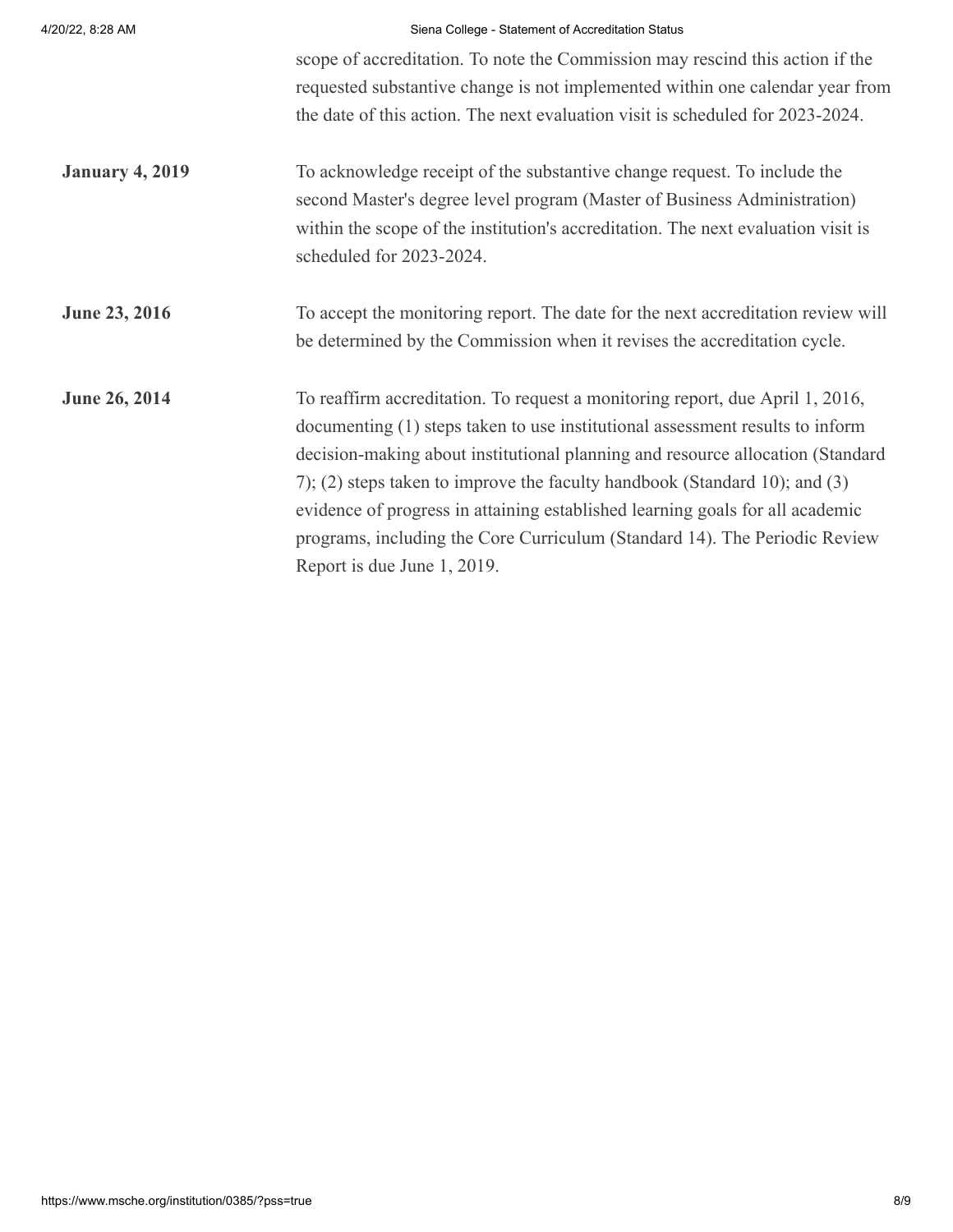| | |
|---|---|
| | scope of accreditation. To note the Commission may rescind this action if the requested substantive change is not implemented within one calendar year from the date of this action. The next evaluation visit is scheduled for 2023-2024. |
| **January 4, 2019** | To acknowledge receipt of the substantive change request. To include the second Master's degree level program (Master of Business Administration) within the scope of the institution's accreditation. The next evaluation visit is scheduled for 2023-2024. |
| **June 23, 2016** | To accept the monitoring report. The date for the next accreditation review will be determined by the Commission when it revises the accreditation cycle. |
| **June 26, 2014** | To reaffirm accreditation. To request a monitoring report, due April 1, 2016, documenting (1) steps taken to use institutional assessment results to inform decision-making about institutional planning and resource allocation (Standard 7); (2) steps taken to improve the faculty handbook (Standard 10); and (3) evidence of progress in attaining established learning goals for all academic programs, including the Core Curriculum (Standard 14). The Periodic Review Report is due June 1, 2019. |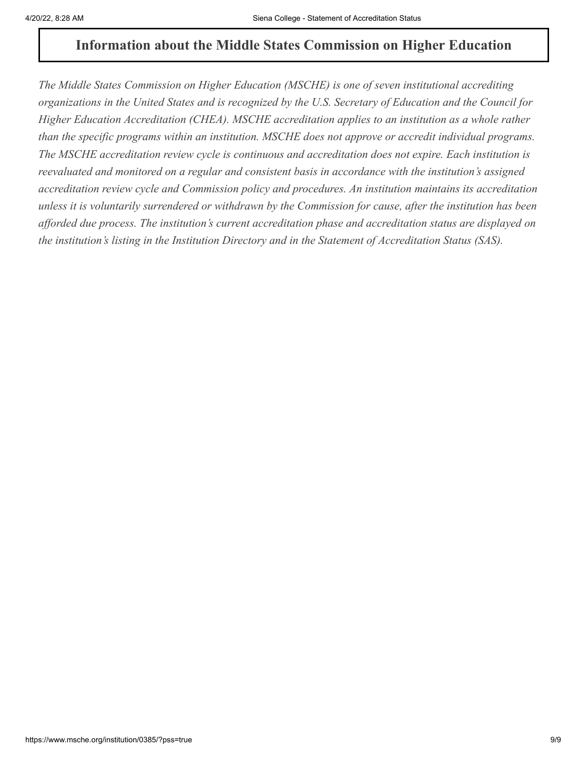## Information about the Middle States Commission on Higher Education

*The Middle States Commission on Higher Education (MSCHE) is one of seven institutional accrediting organizations in the United States and is recognized by the U.S. Secretary of Education and the Council for Higher Education Accreditation (CHEA). MSCHE accreditation applies to an institution as a whole rather than the specific programs within an institution. MSCHE does not approve or accredit individual programs. The MSCHE accreditation review cycle is continuous and accreditation does not expire. Each institution is reevaluated and monitored on a regular and consistent basis in accordance with the institution's assigned accreditation review cycle and Commission policy and procedures. An institution maintains its accreditation unless it is voluntarily surrendered or withdrawn by the Commission for cause, after the institution has been afforded due process. The institution's current accreditation phase and accreditation status are displayed on the institution's listing in the Institution Directory and in the Statement of Accreditation Status (SAS).*